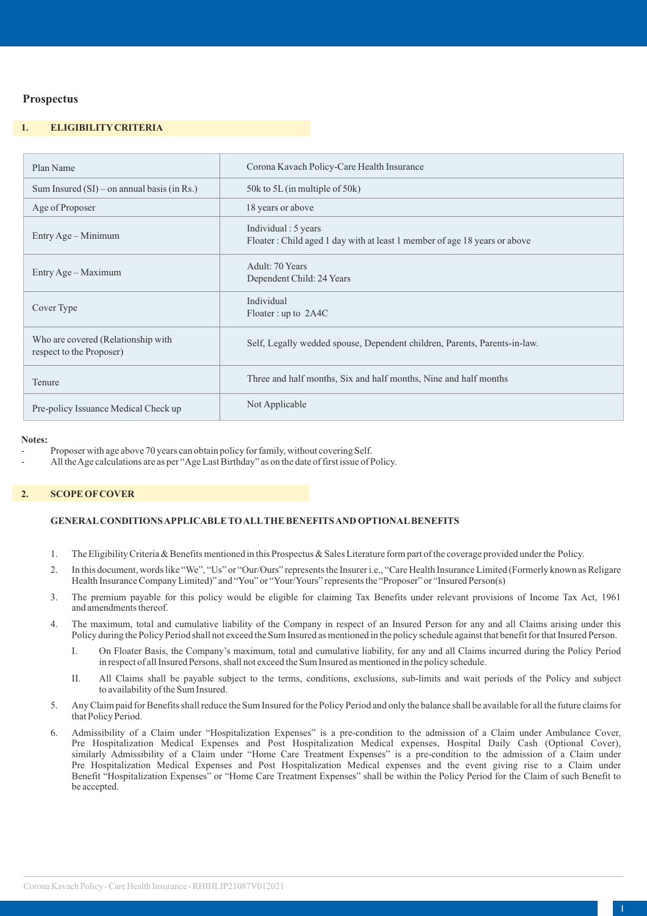## Prospectus

### 1. ELIGIBILITY CRITERIA

| | |
|---|---|
| Plan Name | Corona Kavach Policy-Care Health Insurance |
| Sum Insured (SI) – on annual basis (in Rs.) | 50k to 5L (in multiple of 50k) |
| Age of Proposer | 18 years or above |
| Entry Age – Minimum | Individual : 5 years<br>Floater : Child aged 1 day with at least 1 member of age 18 years or above |
| Entry Age – Maximum | Adult: 70 Years<br>Dependent Child: 24 Years |
| Cover Type | Individual<br>Floater : up to 2A4C |
| Who are covered (Relationship with respect to the Proposer) | Self, Legally wedded spouse, Dependent children, Parents, Parents-in-law. |
| Tenure | Three and half months, Six and half months, Nine and half months |
| Pre-policy Issuance Medical Check up | Not Applicable |

**Notes:**

- Proposer with age above 70 years can obtain policy for family, without covering Self.
- All the Age calculations are as per "Age Last Birthday" as on the date of first issue of Policy.

### 2. SCOPE OF COVER

**GENERAL CONDITIONS APPLICABLE TO ALL THE BENEFITS AND OPTIONAL BENEFITS**

1. The Eligibility Criteria & Benefits mentioned in this Prospectus & Sales Literature form part of the coverage provided under the Policy.
2. In this document, words like "We", "Us" or "Our/Ours" represents the Insurer i.e., "Care Health Insurance Limited (Formerly known as Religare Health Insurance Company Limited)" and "You" or "Your/Yours" represents the "Proposer" or "Insured Person(s)
3. The premium payable for this policy would be eligible for claiming Tax Benefits under relevant provisions of Income Tax Act, 1961 and amendments thereof.
4. The maximum, total and cumulative liability of the Company in respect of an Insured Person for any and all Claims arising under this Policy during the Policy Period shall not exceed the Sum Insured as mentioned in the policy schedule against that benefit for that Insured Person.
   I. On Floater Basis, the Company's maximum, total and cumulative liability, for any and all Claims incurred during the Policy Period in respect of all Insured Persons, shall not exceed the Sum Insured as mentioned in the policy schedule.
   II. All Claims shall be payable subject to the terms, conditions, exclusions, sub-limits and wait periods of the Policy and subject to availability of the Sum Insured.
5. Any Claim paid for Benefits shall reduce the Sum Insured for the Policy Period and only the balance shall be available for all the future claims for that Policy Period.
6. Admissibility of a Claim under "Hospitalization Expenses" is a pre-condition to the admission of a Claim under Ambulance Cover, Pre Hospitalization Medical Expenses and Post Hospitalization Medical expenses, Hospital Daily Cash (Optional Cover), similarly Admissibility of a Claim under "Home Care Treatment Expenses" is a pre-condition to the admission of a Claim under Pre Hospitalization Medical Expenses and Post Hospitalization Medical expenses and the event giving rise to a Claim under Benefit "Hospitalization Expenses" or "Home Care Treatment Expenses" shall be within the Policy Period for the Claim of such Benefit to be accepted.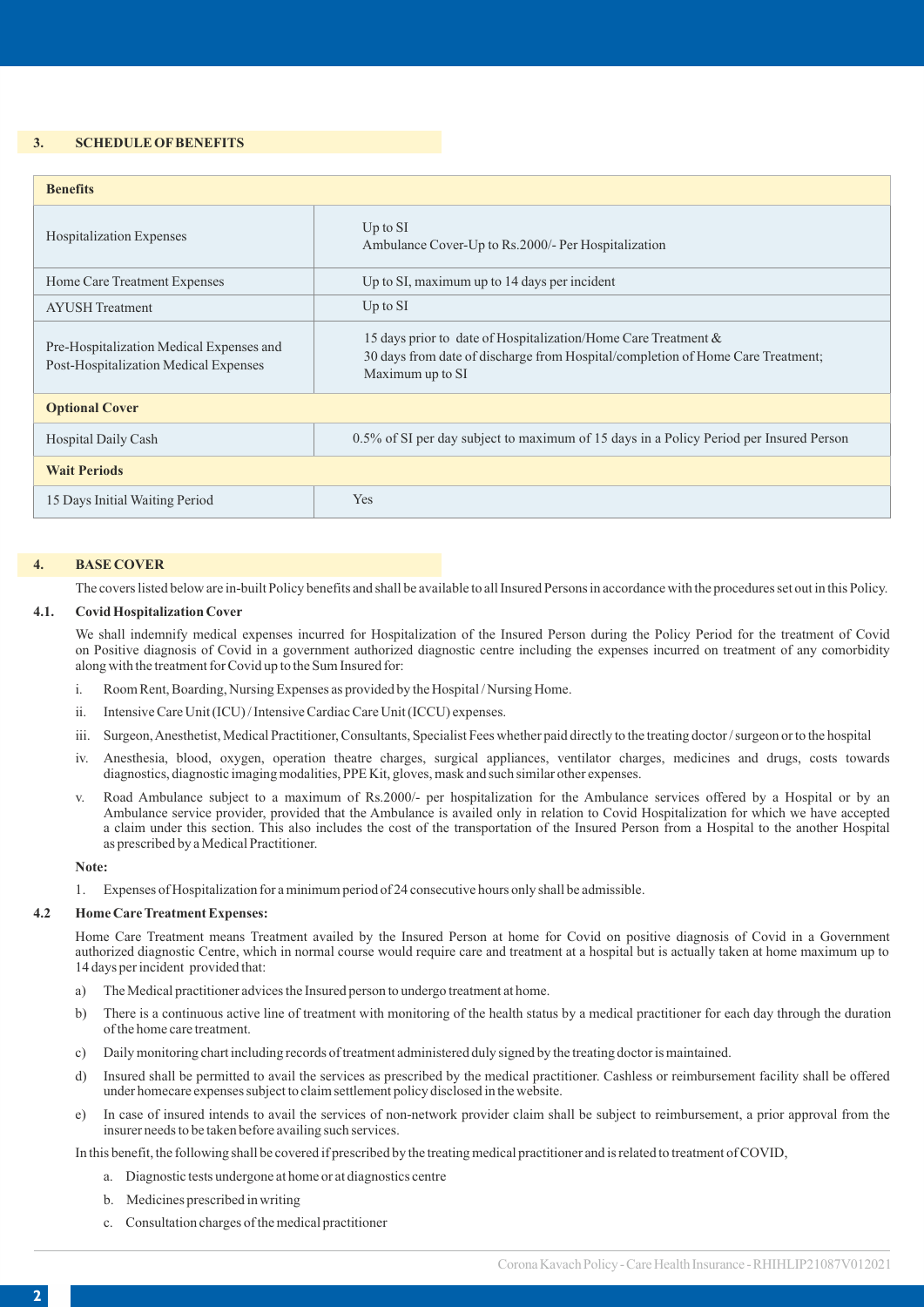## 3. SCHEDULE OF BENEFITS

| Benefits | |
|---|---|
| Hospitalization Expenses | Up to SI<br>Ambulance Cover-Up to Rs.2000/- Per Hospitalization |
| Home Care Treatment Expenses | Up to SI, maximum up to 14 days per incident |
| AYUSH Treatment | Up to SI |
| Pre-Hospitalization Medical Expenses and Post-Hospitalization Medical Expenses | 15 days prior to date of Hospitalization/Home Care Treatment &<br>30 days from date of discharge from Hospital/completion of Home Care Treatment;<br>Maximum up to SI |
| **Optional Cover** | |
| Hospital Daily Cash | 0.5% of SI per day subject to maximum of 15 days in a Policy Period per Insured Person |
| **Wait Periods** | |
| 15 Days Initial Waiting Period | Yes |

## 4. BASE COVER

The covers listed below are in-built Policy benefits and shall be available to all Insured Persons in accordance with the procedures set out in this Policy.

### 4.1. Covid Hospitalization Cover

We shall indemnify medical expenses incurred for Hospitalization of the Insured Person during the Policy Period for the treatment of Covid on Positive diagnosis of Covid in a government authorized diagnostic centre including the expenses incurred on treatment of any comorbidity along with the treatment for Covid up to the Sum Insured for:

i. Room Rent, Boarding, Nursing Expenses as provided by the Hospital / Nursing Home.

ii. Intensive Care Unit (ICU) / Intensive Cardiac Care Unit (ICCU) expenses.

iii. Surgeon, Anesthetist, Medical Practitioner, Consultants, Specialist Fees whether paid directly to the treating doctor / surgeon or to the hospital

iv. Anesthesia, blood, oxygen, operation theatre charges, surgical appliances, ventilator charges, medicines and drugs, costs towards diagnostics, diagnostic imaging modalities, PPE Kit, gloves, mask and such similar other expenses.

v. Road Ambulance subject to a maximum of Rs.2000/- per hospitalization for the Ambulance services offered by a Hospital or by an Ambulance service provider, provided that the Ambulance is availed only in relation to Covid Hospitalization for which we have accepted a claim under this section. This also includes the cost of the transportation of the Insured Person from a Hospital to the another Hospital as prescribed by a Medical Practitioner.

**Note:**

1. Expenses of Hospitalization for a minimum period of 24 consecutive hours only shall be admissible.

### 4.2 Home Care Treatment Expenses:

Home Care Treatment means Treatment availed by the Insured Person at home for Covid on positive diagnosis of Covid in a Government authorized diagnostic Centre, which in normal course would require care and treatment at a hospital but is actually taken at home maximum up to 14 days per incident provided that:

a) The Medical practitioner advices the Insured person to undergo treatment at home.

b) There is a continuous active line of treatment with monitoring of the health status by a medical practitioner for each day through the duration of the home care treatment.

c) Daily monitoring chart including records of treatment administered duly signed by the treating doctor is maintained.

d) Insured shall be permitted to avail the services as prescribed by the medical practitioner. Cashless or reimbursement facility shall be offered under homecare expenses subject to claim settlement policy disclosed in the website.

e) In case of insured intends to avail the services of non-network provider claim shall be subject to reimbursement, a prior approval from the insurer needs to be taken before availing such services.

In this benefit, the following shall be covered if prescribed by the treating medical practitioner and is related to treatment of COVID,

a. Diagnostic tests undergone at home or at diagnostics centre

b. Medicines prescribed in writing

c. Consultation charges of the medical practitioner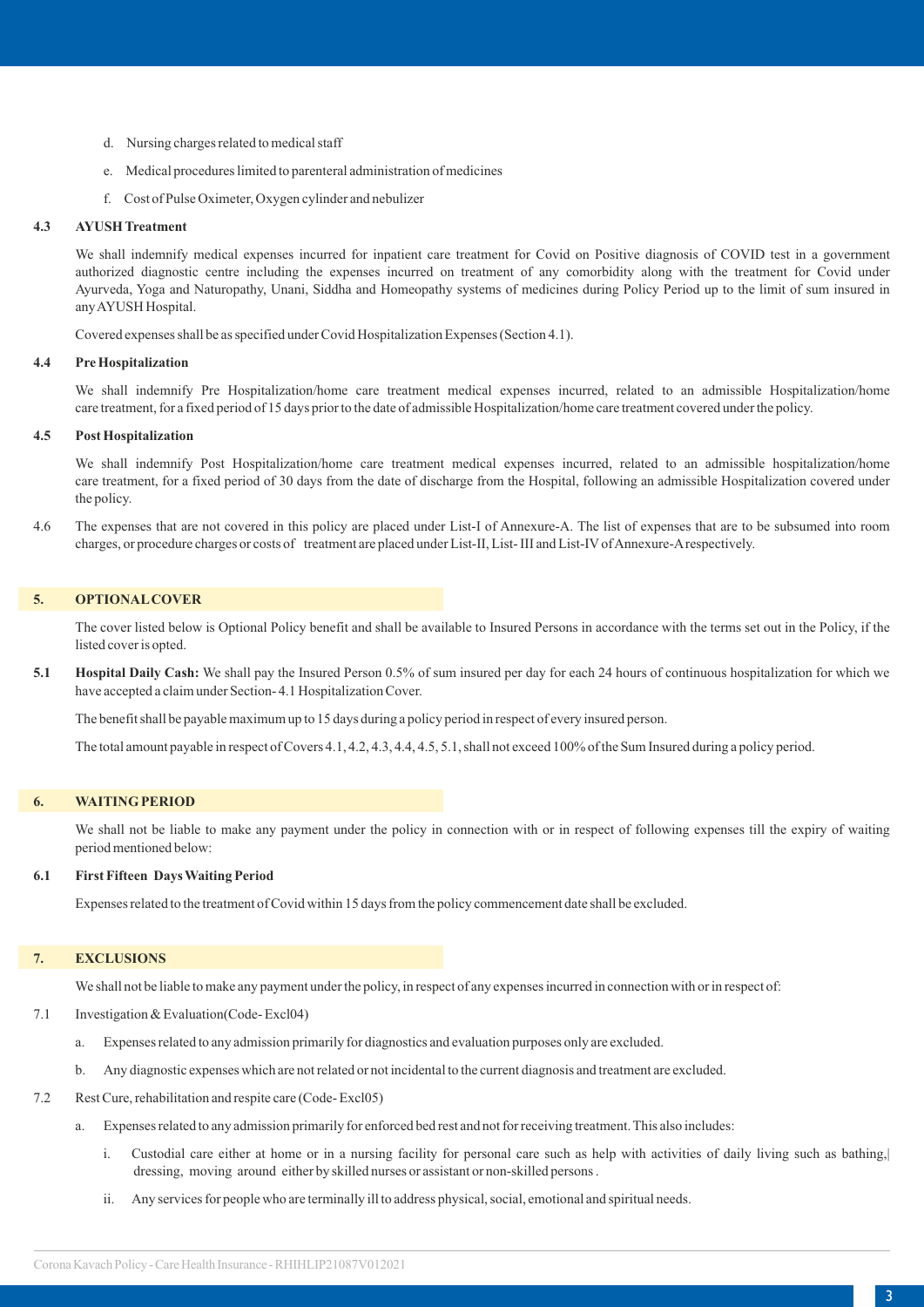d. Nursing charges related to medical staff

e. Medical procedures limited to parenteral administration of medicines

f. Cost of Pulse Oximeter, Oxygen cylinder and nebulizer

**4.3 AYUSH Treatment**

We shall indemnify medical expenses incurred for inpatient care treatment for Covid on Positive diagnosis of COVID test in a government authorized diagnostic centre including the expenses incurred on treatment of any comorbidity along with the treatment for Covid under Ayurveda, Yoga and Naturopathy, Unani, Siddha and Homeopathy systems of medicines during Policy Period up to the limit of sum insured in any AYUSH Hospital.

Covered expenses shall be as specified under Covid Hospitalization Expenses (Section 4.1).

**4.4 Pre Hospitalization**

We shall indemnify Pre Hospitalization/home care treatment medical expenses incurred, related to an admissible Hospitalization/home care treatment, for a fixed period of 15 days prior to the date of admissible Hospitalization/home care treatment covered under the policy.

**4.5 Post Hospitalization**

We shall indemnify Post Hospitalization/home care treatment medical expenses incurred, related to an admissible hospitalization/home care treatment, for a fixed period of 30 days from the date of discharge from the Hospital, following an admissible Hospitalization covered under the policy.

4.6 The expenses that are not covered in this policy are placed under List-I of Annexure-A. The list of expenses that are to be subsumed into room charges, or procedure charges or costs of treatment are placed under List-II, List- III and List-IV of Annexure-A respectively.

## 5. OPTIONAL COVER

The cover listed below is Optional Policy benefit and shall be available to Insured Persons in accordance with the terms set out in the Policy, if the listed cover is opted.

**5.1 Hospital Daily Cash:** We shall pay the Insured Person 0.5% of sum insured per day for each 24 hours of continuous hospitalization for which we have accepted a claim under Section- 4.1 Hospitalization Cover.

The benefit shall be payable maximum up to 15 days during a policy period in respect of every insured person.

The total amount payable in respect of Covers 4.1, 4.2, 4.3, 4.4, 4.5, 5.1, shall not exceed 100% of the Sum Insured during a policy period.

## 6. WAITING PERIOD

We shall not be liable to make any payment under the policy in connection with or in respect of following expenses till the expiry of waiting period mentioned below:

**6.1 First Fifteen Days Waiting Period**

Expenses related to the treatment of Covid within 15 days from the policy commencement date shall be excluded.

## 7. EXCLUSIONS

We shall not be liable to make any payment under the policy, in respect of any expenses incurred in connection with or in respect of:

7.1 Investigation & Evaluation(Code- Excl04)

a. Expenses related to any admission primarily for diagnostics and evaluation purposes only are excluded.

b. Any diagnostic expenses which are not related or not incidental to the current diagnosis and treatment are excluded.

7.2 Rest Cure, rehabilitation and respite care (Code- Excl05)

a. Expenses related to any admission primarily for enforced bed rest and not for receiving treatment. This also includes:

i. Custodial care either at home or in a nursing facility for personal care such as help with activities of daily living such as bathing, dressing, moving around either by skilled nurses or assistant or non-skilled persons.

ii. Any services for people who are terminally ill to address physical, social, emotional and spiritual needs.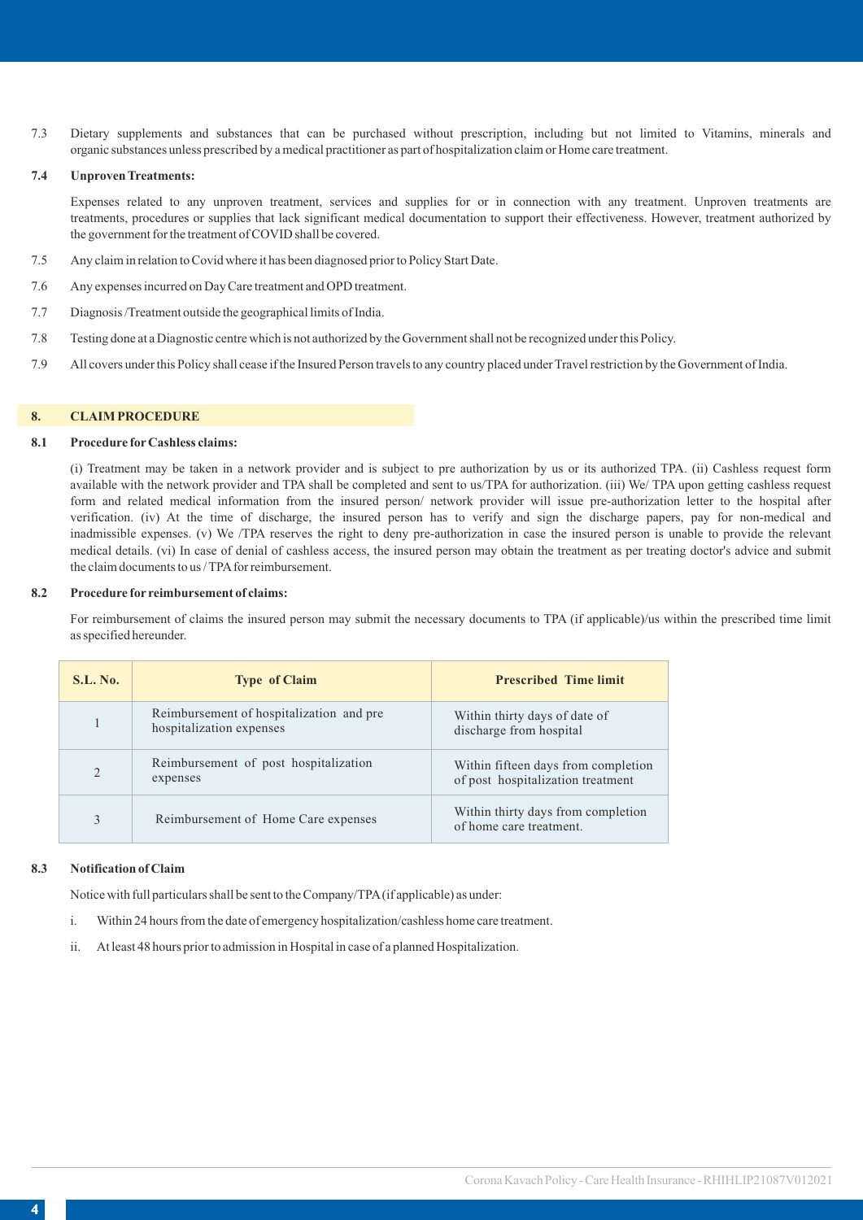7.3 Dietary supplements and substances that can be purchased without prescription, including but not limited to Vitamins, minerals and organic substances unless prescribed by a medical practitioner as part of hospitalization claim or Home care treatment.

**7.4 Unproven Treatments:**

Expenses related to any unproven treatment, services and supplies for or in connection with any treatment. Unproven treatments are treatments, procedures or supplies that lack significant medical documentation to support their effectiveness. However, treatment authorized by the government for the treatment of COVID shall be covered.

7.5 Any claim in relation to Covid where it has been diagnosed prior to Policy Start Date.

7.6 Any expenses incurred on Day Care treatment and OPD treatment.

7.7 Diagnosis /Treatment outside the geographical limits of India.

7.8 Testing done at a Diagnostic centre which is not authorized by the Government shall not be recognized under this Policy.

7.9 All covers under this Policy shall cease if the Insured Person travels to any country placed under Travel restriction by the Government of India.

## 8. CLAIM PROCEDURE

**8.1 Procedure for Cashless claims:**

(i) Treatment may be taken in a network provider and is subject to pre authorization by us or its authorized TPA. (ii) Cashless request form available with the network provider and TPA shall be completed and sent to us/TPA for authorization. (iii) We/ TPA upon getting cashless request form and related medical information from the insured person/ network provider will issue pre-authorization letter to the hospital after verification. (iv) At the time of discharge, the insured person has to verify and sign the discharge papers, pay for non-medical and inadmissible expenses. (v) We /TPA reserves the right to deny pre-authorization in case the insured person is unable to provide the relevant medical details. (vi) In case of denial of cashless access, the insured person may obtain the treatment as per treating doctor's advice and submit the claim documents to us / TPA for reimbursement.

**8.2 Procedure for reimbursement of claims:**

For reimbursement of claims the insured person may submit the necessary documents to TPA (if applicable)/us within the prescribed time limit as specified hereunder.

| S.L. No. | Type of Claim | Prescribed Time limit |
|---|---|---|
| 1 | Reimbursement of hospitalization and pre hospitalization expenses | Within thirty days of date of discharge from hospital |
| 2 | Reimbursement of post hospitalization expenses | Within fifteen days from completion of post hospitalization treatment |
| 3 | Reimbursement of Home Care expenses | Within thirty days from completion of home care treatment. |

**8.3 Notification of Claim**

Notice with full particulars shall be sent to the Company/TPA (if applicable) as under:

i. Within 24 hours from the date of emergency hospitalization/cashless home care treatment.

ii. At least 48 hours prior to admission in Hospital in case of a planned Hospitalization.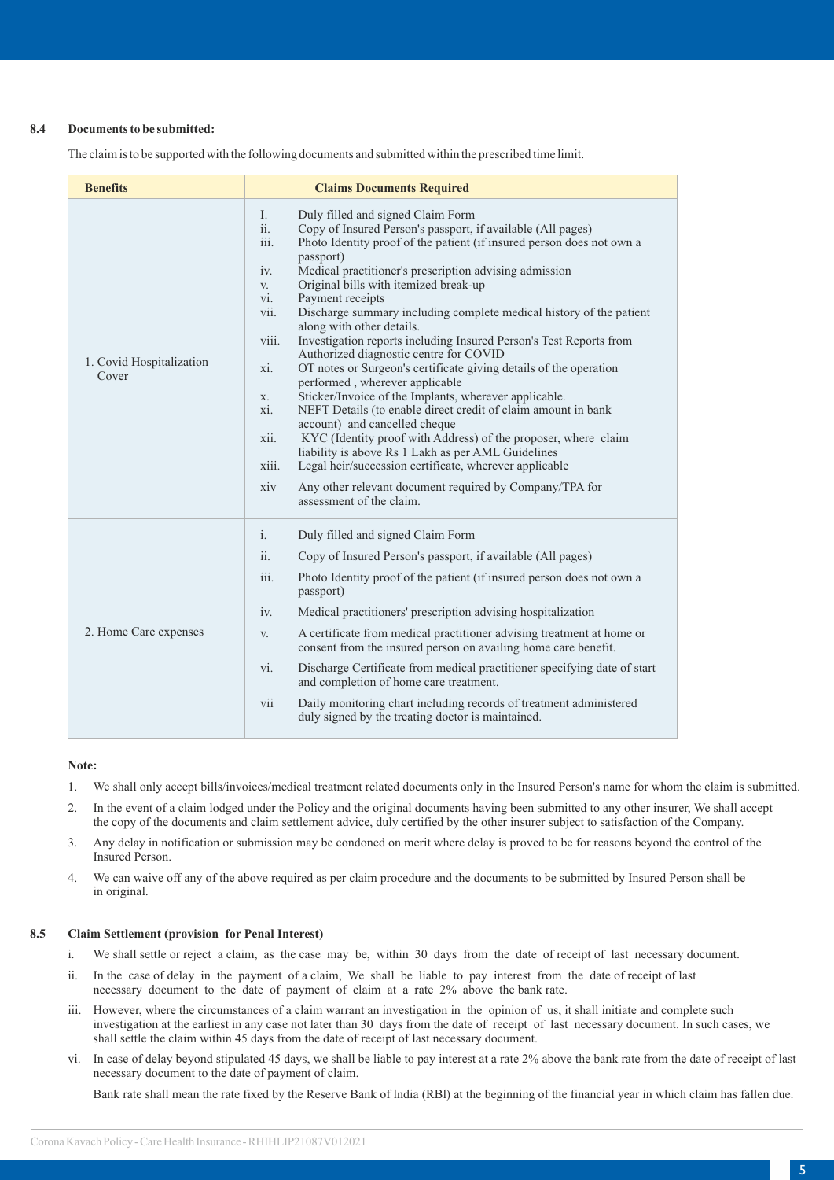**8.4 Documents to be submitted:**

The claim is to be supported with the following documents and submitted within the prescribed time limit.

| Benefits | Claims Documents Required |
|---|---|
| 1. Covid Hospitalization Cover | I. Duly filled and signed Claim Form<br>ii. Copy of Insured Person's passport, if available (All pages)<br>iii. Photo Identity proof of the patient (if insured person does not own a passport)<br>iv. Medical practitioner's prescription advising admission<br>v. Original bills with itemized break-up<br>vi. Payment receipts<br>vii. Discharge summary including complete medical history of the patient along with other details.<br>viii. Investigation reports including Insured Person's Test Reports from Authorized diagnostic centre for COVID<br>xi. OT notes or Surgeon's certificate giving details of the operation performed , wherever applicable<br>x. Sticker/Invoice of the Implants, wherever applicable.<br>xi. NEFT Details (to enable direct credit of claim amount in bank account) and cancelled cheque<br>xii. KYC (Identity proof with Address) of the proposer, where claim liability is above Rs 1 Lakh as per AML Guidelines<br>xiii. Legal heir/succession certificate, wherever applicable<br>xiv Any other relevant document required by Company/TPA for assessment of the claim. |
| 2. Home Care expenses | i. Duly filled and signed Claim Form<br>ii. Copy of Insured Person's passport, if available (All pages)<br>iii. Photo Identity proof of the patient (if insured person does not own a passport)<br>iv. Medical practitioners' prescription advising hospitalization<br>v. A certificate from medical practitioner advising treatment at home or consent from the insured person on availing home care benefit.<br>vi. Discharge Certificate from medical practitioner specifying date of start and completion of home care treatment.<br>vii Daily monitoring chart including records of treatment administered duly signed by the treating doctor is maintained. |

**Note:**

1. We shall only accept bills/invoices/medical treatment related documents only in the Insured Person's name for whom the claim is submitted.
2. In the event of a claim lodged under the Policy and the original documents having been submitted to any other insurer, We shall accept the copy of the documents and claim settlement advice, duly certified by the other insurer subject to satisfaction of the Company.
3. Any delay in notification or submission may be condoned on merit where delay is proved to be for reasons beyond the control of the Insured Person.
4. We can waive off any of the above required as per claim procedure and the documents to be submitted by Insured Person shall be in original.

**8.5 Claim Settlement (provision for Penal Interest)**

i. We shall settle or reject a claim, as the case may be, within 30 days from the date of receipt of last necessary document.

ii. In the case of delay in the payment of a claim, We shall be liable to pay interest from the date of receipt of last necessary document to the date of payment of claim at a rate 2% above the bank rate.

iii. However, where the circumstances of a claim warrant an investigation in the opinion of us, it shall initiate and complete such investigation at the earliest in any case not later than 30 days from the date of receipt of last necessary document. In such cases, we shall settle the claim within 45 days from the date of receipt of last necessary document.

vi. In case of delay beyond stipulated 45 days, we shall be liable to pay interest at a rate 2% above the bank rate from the date of receipt of last necessary document to the date of payment of claim.

Bank rate shall mean the rate fixed by the Reserve Bank of India (RBI) at the beginning of the financial year in which claim has fallen due.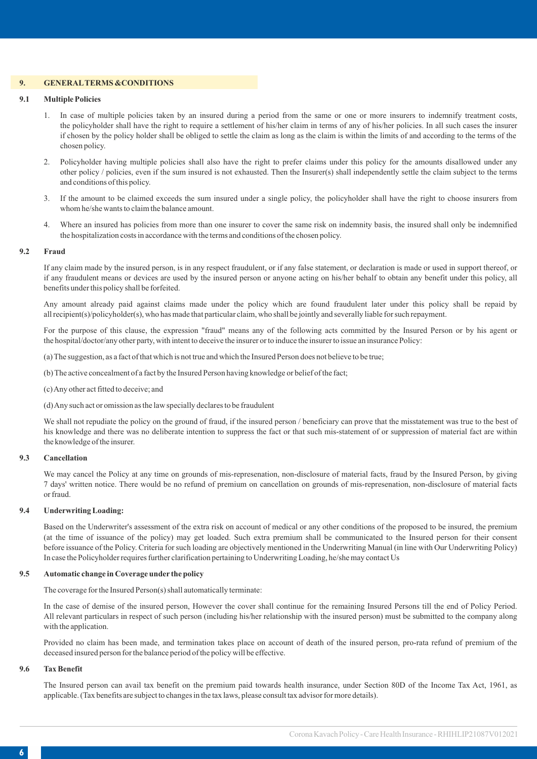## 9. GENERAL TERMS & CONDITIONS

### 9.1 Multiple Policies

1. In case of multiple policies taken by an insured during a period from the same or one or more insurers to indemnify treatment costs, the policyholder shall have the right to require a settlement of his/her claim in terms of any of his/her policies. In all such cases the insurer if chosen by the policy holder shall be obliged to settle the claim as long as the claim is within the limits of and according to the terms of the chosen policy.

2. Policyholder having multiple policies shall also have the right to prefer claims under this policy for the amounts disallowed under any other policy / policies, even if the sum insured is not exhausted. Then the Insurer(s) shall independently settle the claim subject to the terms and conditions of this policy.

3. If the amount to be claimed exceeds the sum insured under a single policy, the policyholder shall have the right to choose insurers from whom he/she wants to claim the balance amount.

4. Where an insured has policies from more than one insurer to cover the same risk on indemnity basis, the insured shall only be indemnified the hospitalization costs in accordance with the terms and conditions of the chosen policy.

### 9.2 Fraud

If any claim made by the insured person, is in any respect fraudulent, or if any false statement, or declaration is made or used in support thereof, or if any fraudulent means or devices are used by the insured person or anyone acting on his/her behalf to obtain any benefit under this policy, all benefits under this policy shall be forfeited.

Any amount already paid against claims made under the policy which are found fraudulent later under this policy shall be repaid by all recipient(s)/policyholder(s), who has made that particular claim, who shall be jointly and severally liable for such repayment.

For the purpose of this clause, the expression "fraud" means any of the following acts committed by the Insured Person or by his agent or the hospital/doctor/any other party, with intent to deceive the insurer or to induce the insurer to issue an insurance Policy:

(a) The suggestion, as a fact of that which is not true and which the Insured Person does not believe to be true;

(b) The active concealment of a fact by the Insured Person having knowledge or belief of the fact;

(c) Any other act fitted to deceive; and

(d) Any such act or omission as the law specially declares to be fraudulent

We shall not repudiate the policy on the ground of fraud, if the insured person / beneficiary can prove that the misstatement was true to the best of his knowledge and there was no deliberate intention to suppress the fact or that such mis-statement of or suppression of material fact are within the knowledge of the insurer.

### 9.3 Cancellation

We may cancel the Policy at any time on grounds of mis-represenation, non-disclosure of material facts, fraud by the Insured Person, by giving 7 days' written notice. There would be no refund of premium on cancellation on grounds of mis-represenation, non-disclosure of material facts or fraud.

### 9.4 Underwriting Loading:

Based on the Underwriter's assessment of the extra risk on account of medical or any other conditions of the proposed to be insured, the premium (at the time of issuance of the policy) may get loaded. Such extra premium shall be communicated to the Insured person for their consent before issuance of the Policy. Criteria for such loading are objectively mentioned in the Underwriting Manual (in line with Our Underwriting Policy) In case the Policyholder requires further clarification pertaining to Underwriting Loading, he/she may contact Us

### 9.5 Automatic change in Coverage under the policy

The coverage for the Insured Person(s) shall automatically terminate:

In the case of demise of the insured person, However the cover shall continue for the remaining Insured Persons till the end of Policy Period. All relevant particulars in respect of such person (including his/her relationship with the insured person) must be submitted to the company along with the application.

Provided no claim has been made, and termination takes place on account of death of the insured person, pro-rata refund of premium of the deceased insured person for the balance period of the policy will be effective.

### 9.6 Tax Benefit

The Insured person can avail tax benefit on the premium paid towards health insurance, under Section 80D of the Income Tax Act, 1961, as applicable. (Tax benefits are subject to changes in the tax laws, please consult tax advisor for more details).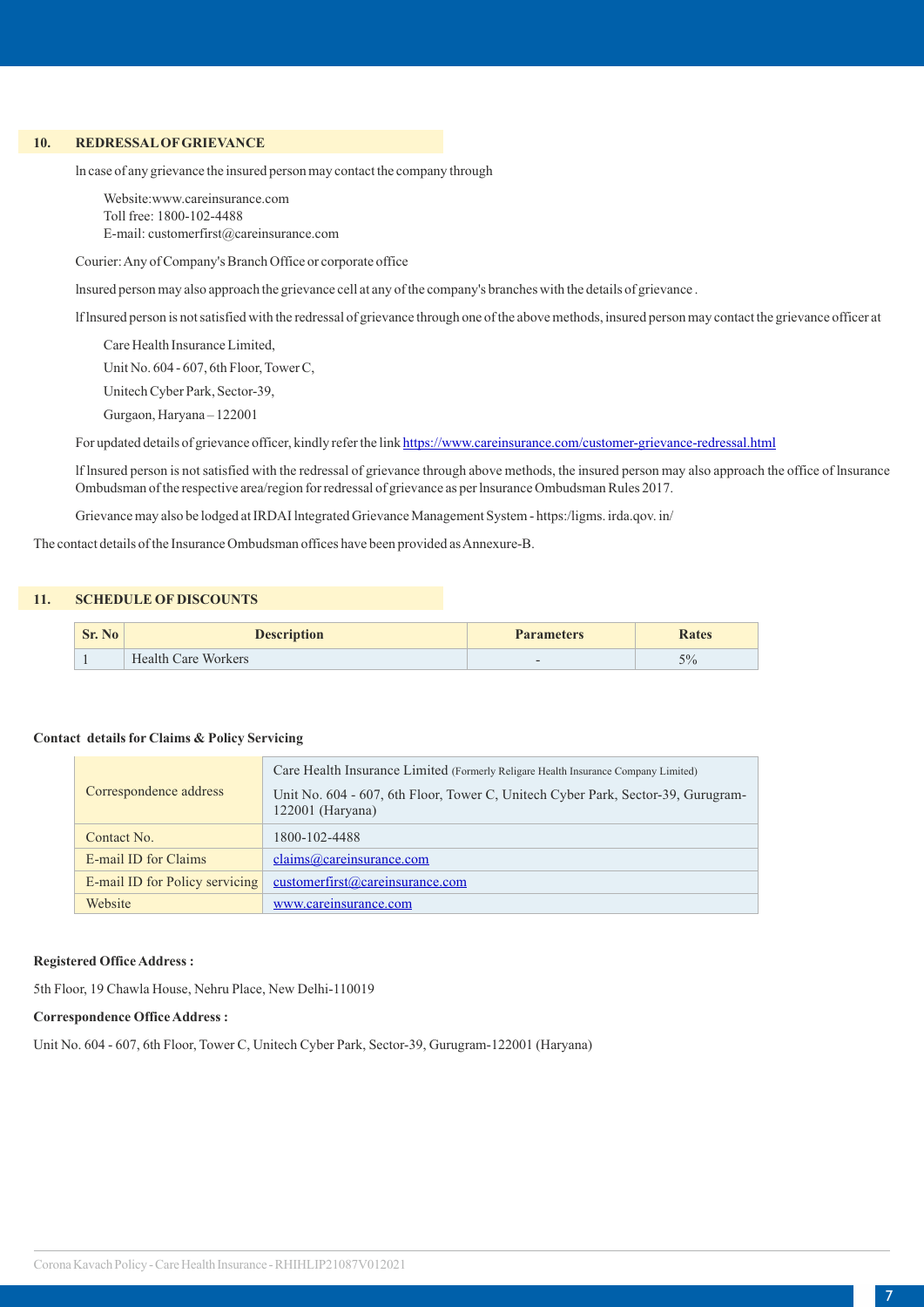## 10. REDRESSAL OF GRIEVANCE

In case of any grievance the insured person may contact the company through

Website:www.careinsurance.com
Toll free: 1800-102-4488
E-mail: customerfirst@careinsurance.com

Courier: Any of Company's Branch Office or corporate office

Insured person may also approach the grievance cell at any of the company's branches with the details of grievance .

If Insured person is not satisfied with the redressal of grievance through one of the above methods, insured person may contact the grievance officer at

Care Health Insurance Limited,

Unit No. 604 - 607, 6th Floor, Tower C,

Unitech Cyber Park, Sector-39,

Gurgaon, Haryana – 122001

For updated details of grievance officer, kindly refer the link https://www.careinsurance.com/customer-grievance-redressal.html

If Insured person is not satisfied with the redressal of grievance through above methods, the insured person may also approach the office of Insurance Ombudsman of the respective area/region for redressal of grievance as per Insurance Ombudsman Rules 2017.

Grievance may also be lodged at IRDAI Integrated Grievance Management System - https:/ligms. irda.qov. in/

The contact details of the Insurance Ombudsman offices have been provided as Annexure-B.

## 11. SCHEDULE OF DISCOUNTS

| Sr. No | Description | Parameters | Rates |
|---|---|---|---|
| 1 | Health Care Workers | - | 5% |

**Contact details for Claims & Policy Servicing**

| | |
|---|---|
| Correspondence address | Care Health Insurance Limited (Formerly Religare Health Insurance Company Limited)<br>Unit No. 604 - 607, 6th Floor, Tower C, Unitech Cyber Park, Sector-39, Gurugram-122001 (Haryana) |
| Contact No. | 1800-102-4488 |
| E-mail ID for Claims | claims@careinsurance.com |
| E-mail ID for Policy servicing | customerfirst@careinsurance.com |
| Website | www.careinsurance.com |

**Registered Office Address :**

5th Floor, 19 Chawla House, Nehru Place, New Delhi-110019

**Correspondence Office Address :**

Unit No. 604 - 607, 6th Floor, Tower C, Unitech Cyber Park, Sector-39, Gurugram-122001 (Haryana)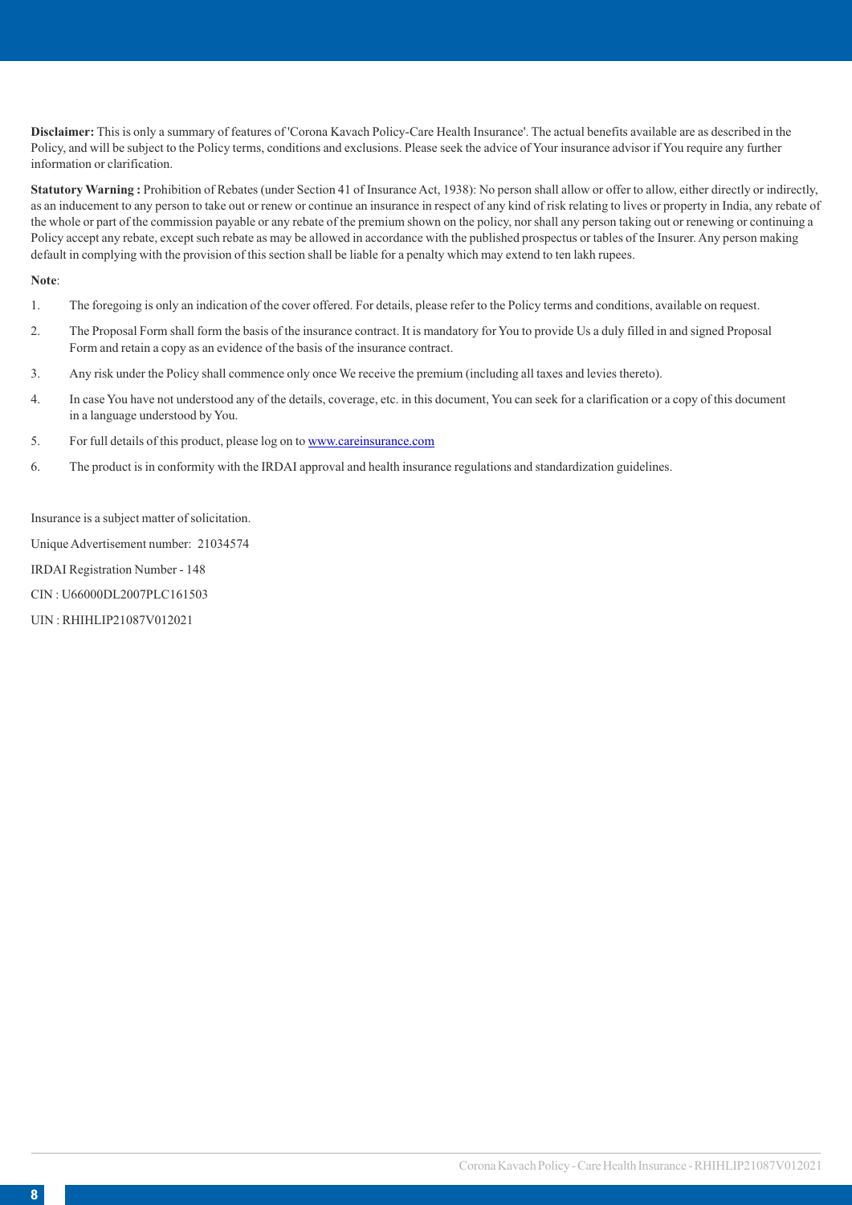**Disclaimer:** This is only a summary of features of 'Corona Kavach Policy-Care Health Insurance'. The actual benefits available are as described in the Policy, and will be subject to the Policy terms, conditions and exclusions. Please seek the advice of Your insurance advisor if You require any further information or clarification.

**Statutory Warning :** Prohibition of Rebates (under Section 41 of Insurance Act, 1938): No person shall allow or offer to allow, either directly or indirectly, as an inducement to any person to take out or renew or continue an insurance in respect of any kind of risk relating to lives or property in India, any rebate of the whole or part of the commission payable or any rebate of the premium shown on the policy, nor shall any person taking out or renewing or continuing a Policy accept any rebate, except such rebate as may be allowed in accordance with the published prospectus or tables of the Insurer. Any person making default in complying with the provision of this section shall be liable for a penalty which may extend to ten lakh rupees.

**Note**:

1. The foregoing is only an indication of the cover offered. For details, please refer to the Policy terms and conditions, available on request.
2. The Proposal Form shall form the basis of the insurance contract. It is mandatory for You to provide Us a duly filled in and signed Proposal Form and retain a copy as an evidence of the basis of the insurance contract.
3. Any risk under the Policy shall commence only once We receive the premium (including all taxes and levies thereto).
4. In case You have not understood any of the details, coverage, etc. in this document, You can seek for a clarification or a copy of this document in a language understood by You.
5. For full details of this product, please log on to www.careinsurance.com
6. The product is in conformity with the IRDAI approval and health insurance regulations and standardization guidelines.

Insurance is a subject matter of solicitation.

Unique Advertisement number: 21034574

IRDAI Registration Number - 148

CIN : U66000DL2007PLC161503

UIN : RHIHLIP21087V012021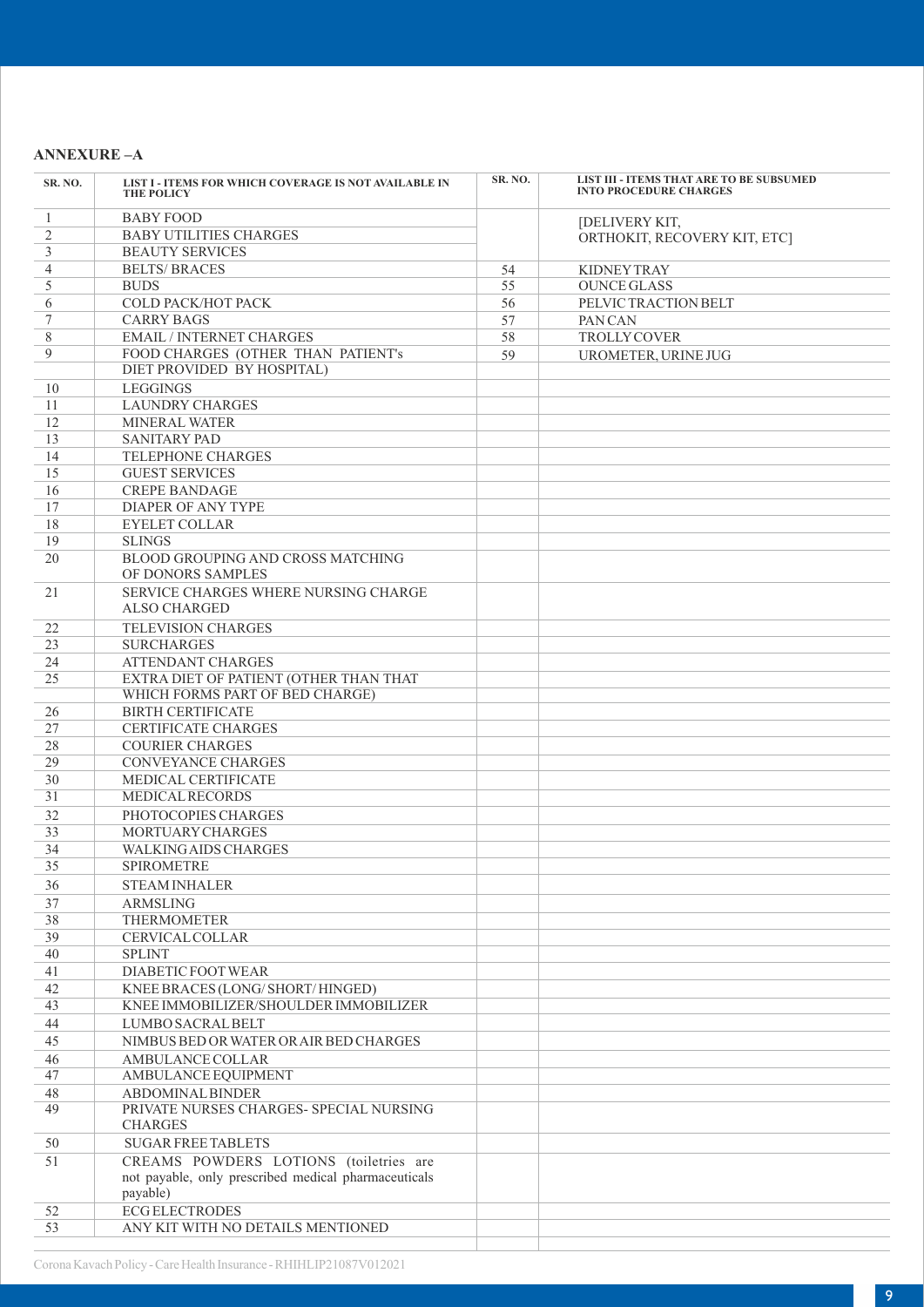**ANNEXURE –A**

| SR. NO. | LIST I - ITEMS FOR WHICH COVERAGE IS NOT AVAILABLE IN THE POLICY | SR. NO. | LIST III - ITEMS THAT ARE TO BE SUBSUMED INTO PROCEDURE CHARGES |
|---|---|---|---|
| 1 | BABY FOOD | | [DELIVERY KIT, ORTHOKIT, RECOVERY KIT, ETC] |
| 2 | BABY UTILITIES CHARGES | | |
| 3 | BEAUTY SERVICES | | |
| 4 | BELTS/ BRACES | 54 | KIDNEY TRAY |
| 5 | BUDS | 55 | OUNCE GLASS |
| 6 | COLD PACK/HOT PACK | 56 | PELVIC TRACTION BELT |
| 7 | CARRY BAGS | 57 | PAN CAN |
| 8 | EMAIL / INTERNET CHARGES | 58 | TROLLY COVER |
| 9 | FOOD CHARGES (OTHER THAN PATIENT's DIET PROVIDED BY HOSPITAL) | 59 | UROMETER, URINE JUG |
| 10 | LEGGINGS | | |
| 11 | LAUNDRY CHARGES | | |
| 12 | MINERAL WATER | | |
| 13 | SANITARY PAD | | |
| 14 | TELEPHONE CHARGES | | |
| 15 | GUEST SERVICES | | |
| 16 | CREPE BANDAGE | | |
| 17 | DIAPER OF ANY TYPE | | |
| 18 | EYELET COLLAR | | |
| 19 | SLINGS | | |
| 20 | BLOOD GROUPING AND CROSS MATCHING OF DONORS SAMPLES | | |
| 21 | SERVICE CHARGES WHERE NURSING CHARGE ALSO CHARGED | | |
| 22 | TELEVISION CHARGES | | |
| 23 | SURCHARGES | | |
| 24 | ATTENDANT CHARGES | | |
| 25 | EXTRA DIET OF PATIENT (OTHER THAN THAT WHICH FORMS PART OF BED CHARGE) | | |
| 26 | BIRTH CERTIFICATE | | |
| 27 | CERTIFICATE CHARGES | | |
| 28 | COURIER CHARGES | | |
| 29 | CONVEYANCE CHARGES | | |
| 30 | MEDICAL CERTIFICATE | | |
| 31 | MEDICAL RECORDS | | |
| 32 | PHOTOCOPIES CHARGES | | |
| 33 | MORTUARY CHARGES | | |
| 34 | WALKING AIDS CHARGES | | |
| 35 | SPIROMETRE | | |
| 36 | STEAM INHALER | | |
| 37 | ARMSLING | | |
| 38 | THERMOMETER | | |
| 39 | CERVICAL COLLAR | | |
| 40 | SPLINT | | |
| 41 | DIABETIC FOOT WEAR | | |
| 42 | KNEE BRACES (LONG/ SHORT/ HINGED) | | |
| 43 | KNEE IMMOBILIZER/SHOULDER IMMOBILIZER | | |
| 44 | LUMBO SACRAL BELT | | |
| 45 | NIMBUS BED OR WATER OR AIR BED CHARGES | | |
| 46 | AMBULANCE COLLAR | | |
| 47 | AMBULANCE EQUIPMENT | | |
| 48 | ABDOMINAL BINDER | | |
| 49 | PRIVATE NURSES CHARGES- SPECIAL NURSING CHARGES | | |
| 50 | SUGAR FREE TABLETS | | |
| 51 | CREAMS POWDERS LOTIONS (toiletries are not payable, only prescribed medical pharmaceuticals payable) | | |
| 52 | ECG ELECTRODES | | |
| 53 | ANY KIT WITH NO DETAILS MENTIONED | | |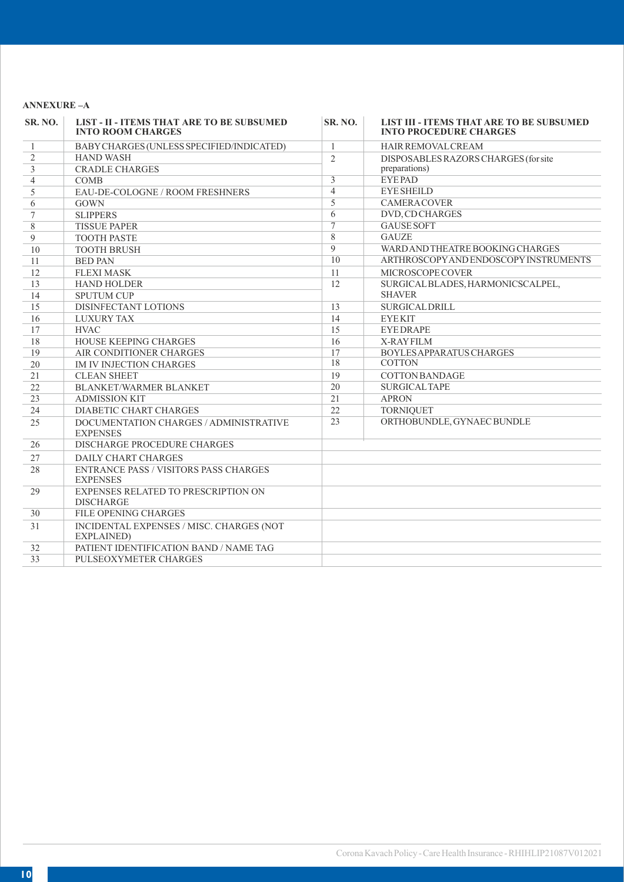**ANNEXURE –A**

| SR. NO. | LIST - II - ITEMS THAT ARE TO BE SUBSUMED INTO ROOM CHARGES | SR. NO. | LIST III - ITEMS THAT ARE TO BE SUBSUMED INTO PROCEDURE CHARGES |
|---|---|---|---|
| 1 | BABY CHARGES (UNLESS SPECIFIED/INDICATED) | 1 | HAIR REMOVAL CREAM |
| 2 | HAND WASH | 2 | DISPOSABLES RAZORS CHARGES (for site preparations) |
| 3 | CRADLE CHARGES | | |
| 4 | COMB | 3 | EYE PAD |
| 5 | EAU-DE-COLOGNE / ROOM FRESHNERS | 4 | EYE SHEILD |
| 6 | GOWN | 5 | CAMERA COVER |
| 7 | SLIPPERS | 6 | DVD, CD CHARGES |
| 8 | TISSUE PAPER | 7 | GAUSE SOFT |
| 9 | TOOTH PASTE | 8 | GAUZE |
| 10 | TOOTH BRUSH | 9 | WARD AND THEATRE BOOKING CHARGES |
| 11 | BED PAN | 10 | ARTHROSCOPY AND ENDOSCOPY INSTRUMENTS |
| 12 | FLEXI MASK | 11 | MICROSCOPE COVER |
| 13 | HAND HOLDER | 12 | SURGICAL BLADES, HARMONICSCALPEL, SHAVER |
| 14 | SPUTUM CUP | | |
| 15 | DISINFECTANT LOTIONS | 13 | SURGICAL DRILL |
| 16 | LUXURY TAX | 14 | EYE KIT |
| 17 | HVAC | 15 | EYE DRAPE |
| 18 | HOUSE KEEPING CHARGES | 16 | X-RAY FILM |
| 19 | AIR CONDITIONER CHARGES | 17 | BOYLES APPARATUS CHARGES |
| 20 | IM IV INJECTION CHARGES | 18 | COTTON |
| 21 | CLEAN SHEET | 19 | COTTON BANDAGE |
| 22 | BLANKET/WARMER BLANKET | 20 | SURGICAL TAPE |
| 23 | ADMISSION KIT | 21 | APRON |
| 24 | DIABETIC CHART CHARGES | 22 | TORNIQUET |
| 25 | DOCUMENTATION CHARGES / ADMINISTRATIVE EXPENSES | 23 | ORTHOBUNDLE, GYNAEC BUNDLE |
| 26 | DISCHARGE PROCEDURE CHARGES | | |
| 27 | DAILY CHART CHARGES | | |
| 28 | ENTRANCE PASS / VISITORS PASS CHARGES EXPENSES | | |
| 29 | EXPENSES RELATED TO PRESCRIPTION ON DISCHARGE | | |
| 30 | FILE OPENING CHARGES | | |
| 31 | INCIDENTAL EXPENSES / MISC. CHARGES (NOT EXPLAINED) | | |
| 32 | PATIENT IDENTIFICATION BAND / NAME TAG | | |
| 33 | PULSEOXYMETER CHARGES | | |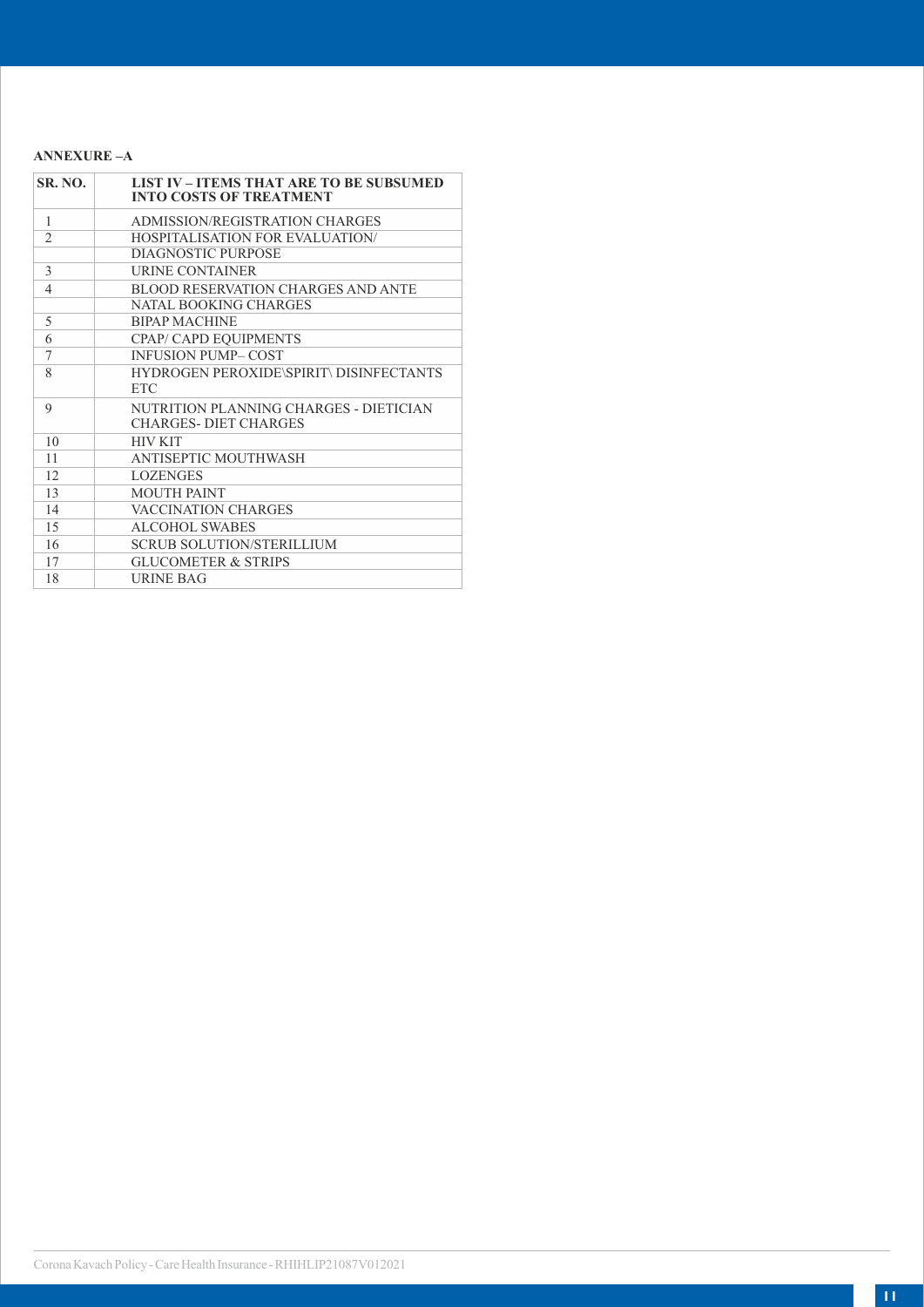**ANNEXURE –A**

| SR. NO. | LIST IV – ITEMS THAT ARE TO BE SUBSUMED INTO COSTS OF TREATMENT |
|---|---|
| 1 | ADMISSION/REGISTRATION CHARGES |
| 2 | HOSPITALISATION FOR EVALUATION/ DIAGNOSTIC PURPOSE |
| 3 | URINE CONTAINER |
| 4 | BLOOD RESERVATION CHARGES AND ANTE NATAL BOOKING CHARGES |
| 5 | BIPAP MACHINE |
| 6 | CPAP/ CAPD EQUIPMENTS |
| 7 | INFUSION PUMP– COST |
| 8 | HYDROGEN PEROXIDE\SPIRIT\ DISINFECTANTS ETC |
| 9 | NUTRITION PLANNING CHARGES - DIETICIAN CHARGES- DIET CHARGES |
| 10 | HIV KIT |
| 11 | ANTISEPTIC MOUTHWASH |
| 12 | LOZENGES |
| 13 | MOUTH PAINT |
| 14 | VACCINATION CHARGES |
| 15 | ALCOHOL SWABES |
| 16 | SCRUB SOLUTION/STERILLIUM |
| 17 | GLUCOMETER & STRIPS |
| 18 | URINE BAG |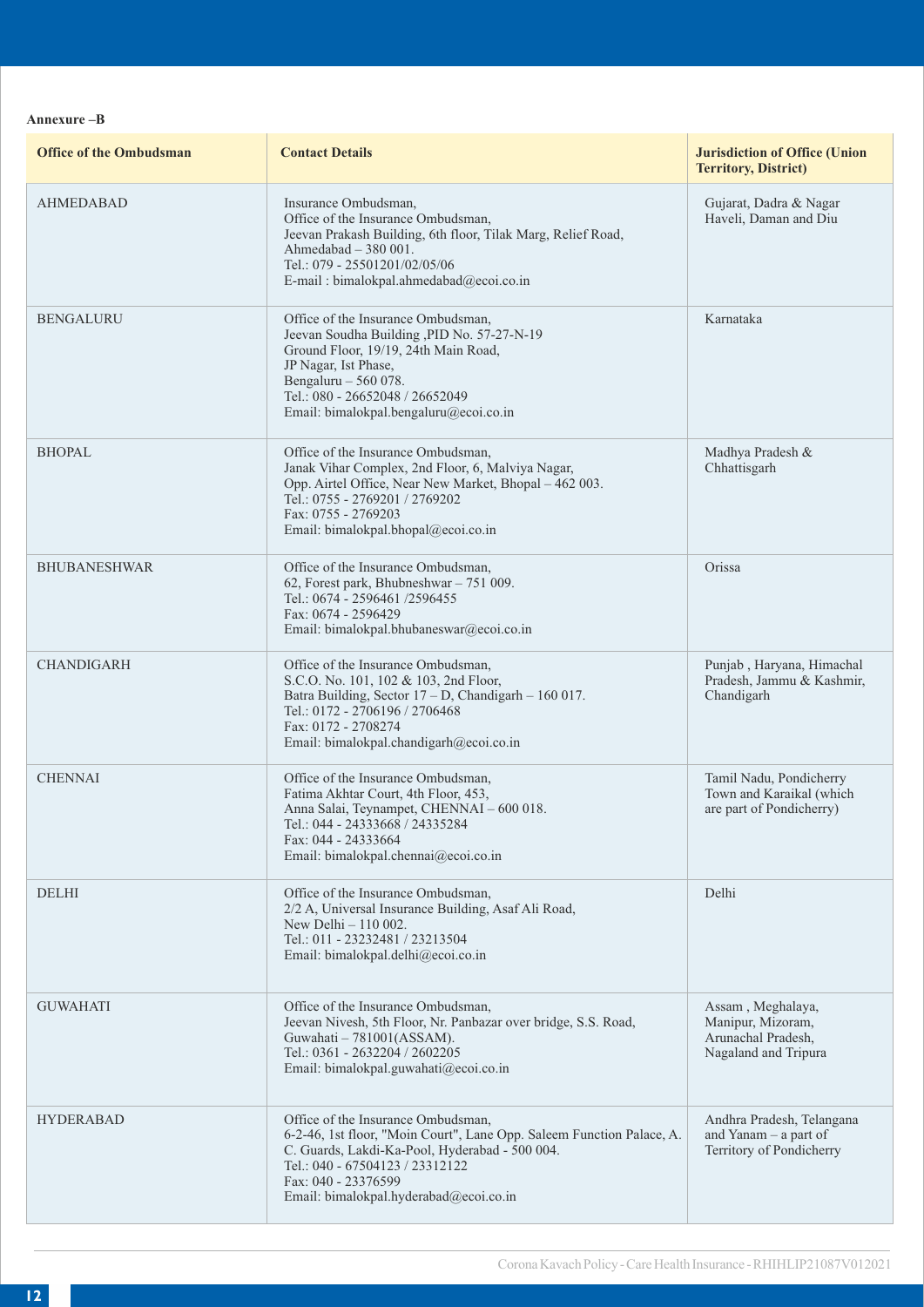**Annexure –B**

| Office of the Ombudsman | Contact Details | Jurisdiction of Office (Union Territory, District) |
|---|---|---|
| AHMEDABAD | Insurance Ombudsman, Office of the Insurance Ombudsman, Jeevan Prakash Building, 6th floor, Tilak Marg, Relief Road, Ahmedabad – 380 001. Tel.: 079 - 25501201/02/05/06 E-mail : bimalokpal.ahmedabad@ecoi.co.in | Gujarat, Dadra & Nagar Haveli, Daman and Diu |
| BENGALURU | Office of the Insurance Ombudsman, Jeevan Soudha Building ,PID No. 57-27-N-19 Ground Floor, 19/19, 24th Main Road, JP Nagar, Ist Phase, Bengaluru – 560 078. Tel.: 080 - 26652048 / 26652049 Email: bimalokpal.bengaluru@ecoi.co.in | Karnataka |
| BHOPAL | Office of the Insurance Ombudsman, Janak Vihar Complex, 2nd Floor, 6, Malviya Nagar, Opp. Airtel Office, Near New Market, Bhopal – 462 003. Tel.: 0755 - 2769201 / 2769202 Fax: 0755 - 2769203 Email: bimalokpal.bhopal@ecoi.co.in | Madhya Pradesh & Chhattisgarh |
| BHUBANESHWAR | Office of the Insurance Ombudsman, 62, Forest park, Bhubneshwar – 751 009. Tel.: 0674 - 2596461 /2596455 Fax: 0674 - 2596429 Email: bimalokpal.bhubaneswar@ecoi.co.in | Orissa |
| CHANDIGARH | Office of the Insurance Ombudsman, S.C.O. No. 101, 102 & 103, 2nd Floor, Batra Building, Sector 17 – D, Chandigarh – 160 017. Tel.: 0172 - 2706196 / 2706468 Fax: 0172 - 2708274 Email: bimalokpal.chandigarh@ecoi.co.in | Punjab , Haryana, Himachal Pradesh, Jammu & Kashmir, Chandigarh |
| CHENNAI | Office of the Insurance Ombudsman, Fatima Akhtar Court, 4th Floor, 453, Anna Salai, Teynampet, CHENNAI – 600 018. Tel.: 044 - 24333668 / 24335284 Fax: 044 - 24333664 Email: bimalokpal.chennai@ecoi.co.in | Tamil Nadu, Pondicherry Town and Karaikal (which are part of Pondicherry) |
| DELHI | Office of the Insurance Ombudsman, 2/2 A, Universal Insurance Building, Asaf Ali Road, New Delhi – 110 002. Tel.: 011 - 23232481 / 23213504 Email: bimalokpal.delhi@ecoi.co.in | Delhi |
| GUWAHATI | Office of the Insurance Ombudsman, Jeevan Nivesh, 5th Floor, Nr. Panbazar over bridge, S.S. Road, Guwahati – 781001(ASSAM). Tel.: 0361 - 2632204 / 2602205 Email: bimalokpal.guwahati@ecoi.co.in | Assam , Meghalaya, Manipur, Mizoram, Arunachal Pradesh, Nagaland and Tripura |
| HYDERABAD | Office of the Insurance Ombudsman, 6-2-46, 1st floor, "Moin Court", Lane Opp. Saleem Function Palace, A. C. Guards, Lakdi-Ka-Pool, Hyderabad - 500 004. Tel.: 040 - 67504123 / 23312122 Fax: 040 - 23376599 Email: bimalokpal.hyderabad@ecoi.co.in | Andhra Pradesh, Telangana and Yanam – a part of Territory of Pondicherry |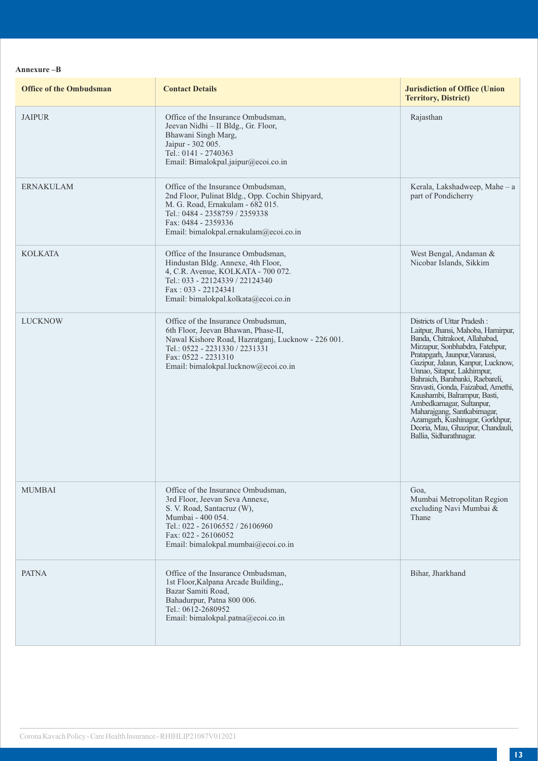**Annexure –B**

| Office of the Ombudsman | Contact Details | Jurisdiction of Office (Union Territory, District) |
|---|---|---|
| JAIPUR | Office of the Insurance Ombudsman, Jeevan Nidhi – II Bldg., Gr. Floor, Bhawani Singh Marg, Jaipur - 302 005. Tel.: 0141 - 2740363 Email: Bimalokpal.jaipur@ecoi.co.in | Rajasthan |
| ERNAKULAM | Office of the Insurance Ombudsman, 2nd Floor, Pulinat Bldg., Opp. Cochin Shipyard, M. G. Road, Ernakulam - 682 015. Tel.: 0484 - 2358759 / 2359338 Fax: 0484 - 2359336 Email: bimalokpal.ernakulam@ecoi.co.in | Kerala, Lakshadweep, Mahe – a part of Pondicherry |
| KOLKATA | Office of the Insurance Ombudsman, Hindustan Bldg. Annexe, 4th Floor, 4, C.R. Avenue, KOLKATA - 700 072. Tel.: 033 - 22124339 / 22124340 Fax : 033 - 22124341 Email: bimalokpal.kolkata@ecoi.co.in | West Bengal, Andaman & Nicobar Islands, Sikkim |
| LUCKNOW | Office of the Insurance Ombudsman, 6th Floor, Jeevan Bhawan, Phase-II, Nawal Kishore Road, Hazratganj, Lucknow - 226 001. Tel.: 0522 - 2231330 / 2231331 Fax: 0522 - 2231310 Email: bimalokpal.lucknow@ecoi.co.in | Districts of Uttar Pradesh : Laitpur, Jhansi, Mahoba, Hamirpur, Banda, Chitrakoot, Allahabad, Mirzapur, Sonbhabdra, Fatehpur, Pratapgarh, Jaunpur,Varanasi, Gazipur, Jalaun, Kanpur, Lucknow, Unnao, Sitapur, Lakhimpur, Bahraich, Barabanki, Raebareli, Sravasti, Gonda, Faizabad, Amethi, Kaushambi, Balrampur, Basti, Ambedkarnagar, Sultanpur, Maharajgang, Santkabirnagar, Azamgarh, Kushinagar, Gorkhpur, Deoria, Mau, Ghazipur, Chandauli, Ballia, Sidharathnagar. |
| MUMBAI | Office of the Insurance Ombudsman, 3rd Floor, Jeevan Seva Annexe, S. V. Road, Santacruz (W), Mumbai - 400 054. Tel.: 022 - 26106552 / 26106960 Fax: 022 - 26106052 Email: bimalokpal.mumbai@ecoi.co.in | Goa, Mumbai Metropolitan Region excluding Navi Mumbai & Thane |
| PATNA | Office of the Insurance Ombudsman, 1st Floor,Kalpana Arcade Building,, Bazar Samiti Road, Bahadurpur, Patna 800 006. Tel.: 0612-2680952 Email: bimalokpal.patna@ecoi.co.in | Bihar, Jharkhand |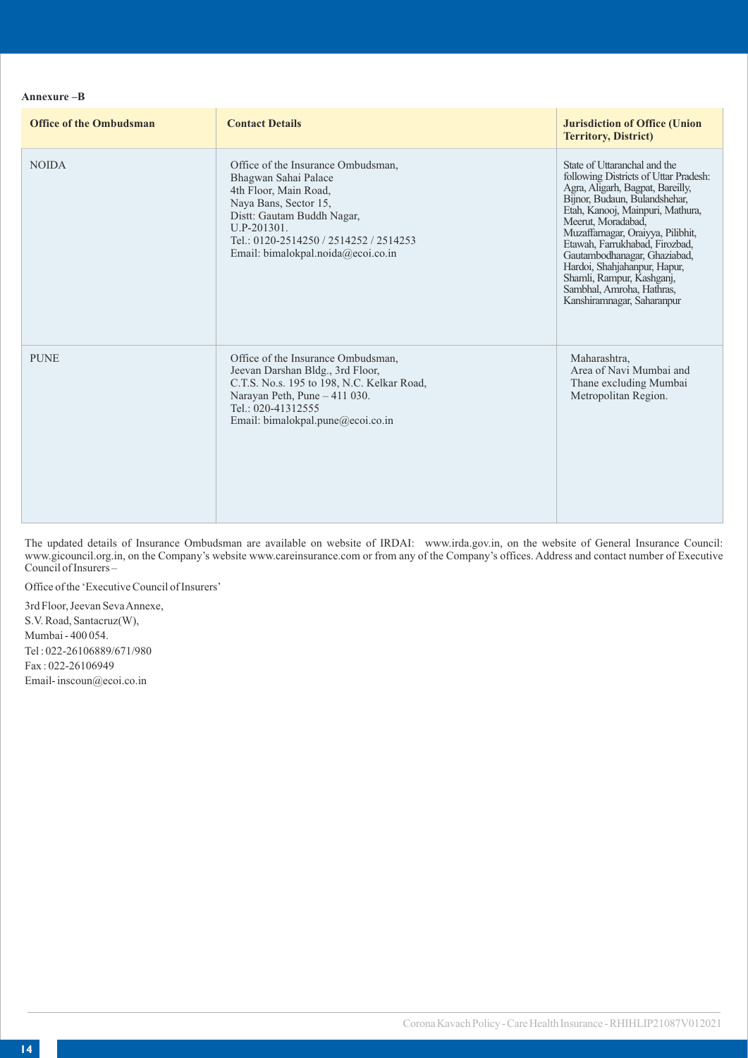**Annexure –B**

| Office of the Ombudsman | Contact Details | Jurisdiction of Office (Union Territory, District) |
|---|---|---|
| NOIDA | Office of the Insurance Ombudsman, Bhagwan Sahai Palace 4th Floor, Main Road, Naya Bans, Sector 15, Distt: Gautam Buddh Nagar, U.P-201301. Tel.: 0120-2514250 / 2514252 / 2514253 Email: bimalokpal.noida@ecoi.co.in | State of Uttaranchal and the following Districts of Uttar Pradesh: Agra, Aligarh, Bagpat, Bareilly, Bijnor, Budaun, Bulandshehar, Etah, Kanooj, Mainpuri, Mathura, Meerut, Moradabad, Muzaffarnagar, Oraiyya, Pilibhit, Etawah, Farrukhabad, Firozbad, Gautambodhanagar, Ghaziabad, Hardoi, Shahjahanpur, Hapur, Shamli, Rampur, Kashganj, Sambhal, Amroha, Hathras, Kanshiramnagar, Saharanpur |
| PUNE | Office of the Insurance Ombudsman, Jeevan Darshan Bldg., 3rd Floor, C.T.S. No.s. 195 to 198, N.C. Kelkar Road, Narayan Peth, Pune – 411 030. Tel.: 020-41312555 Email: bimalokpal.pune@ecoi.co.in | Maharashtra, Area of Navi Mumbai and Thane excluding Mumbai Metropolitan Region. |

The updated details of Insurance Ombudsman are available on website of IRDAI: www.irda.gov.in, on the website of General Insurance Council: www.gicouncil.org.in, on the Company's website www.careinsurance.com or from any of the Company's offices. Address and contact number of Executive Council of Insurers –

Office of the 'Executive Council of Insurers'

3rd Floor, Jeevan Seva Annexe,
S.V. Road, Santacruz(W),
Mumbai - 400 054.
Tel : 022-26106889/671/980
Fax : 022-26106949
Email- inscoun@ecoi.co.in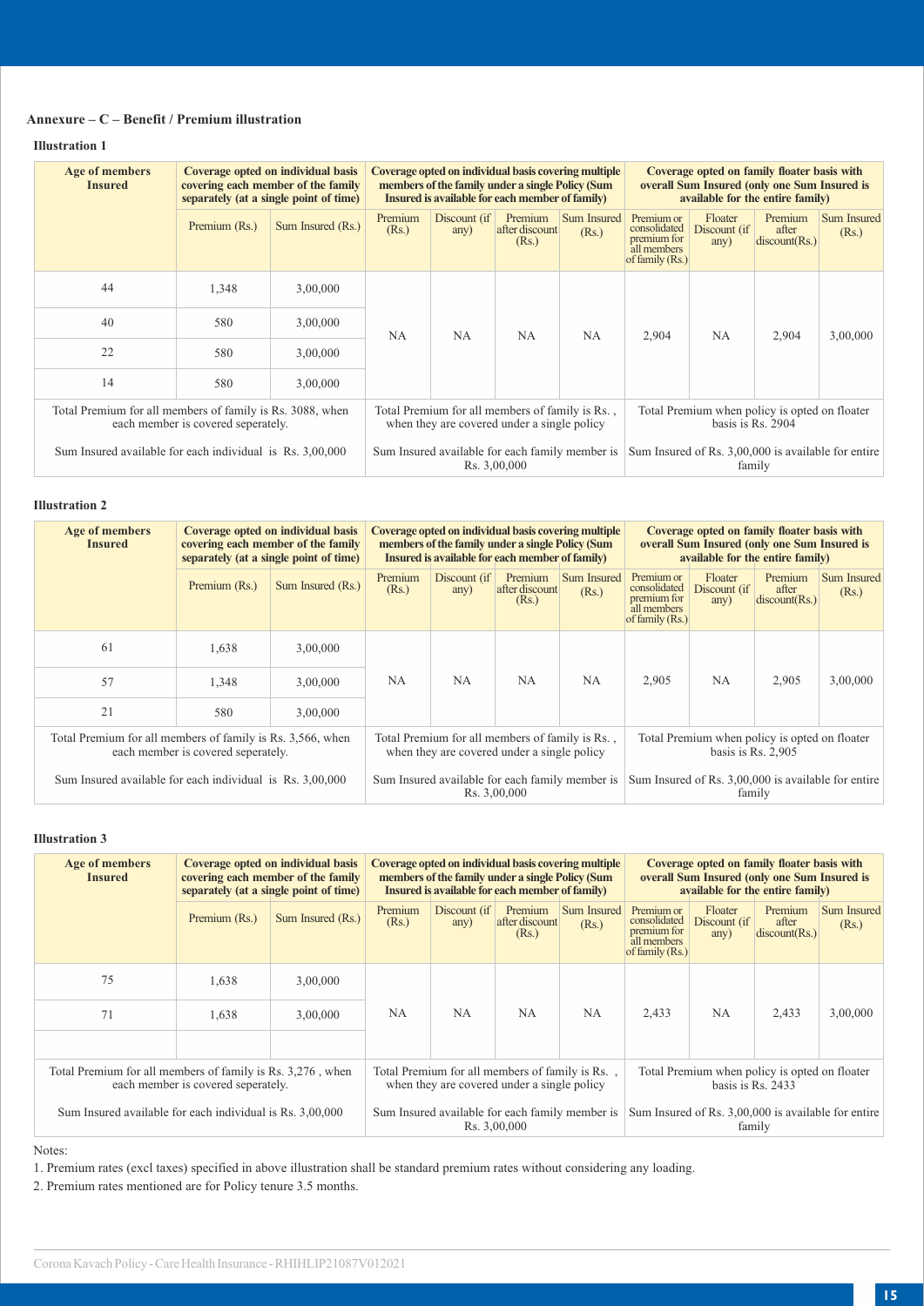## Annexure – C – Benefit / Premium illustration

### Illustration 1

| Age of members Insured | Coverage opted on individual basis covering each member of the family separately (at a single point of time) | | Coverage opted on individual basis covering multiple members of the family under a single Policy (Sum Insured is available for each member of family) | | | | Coverage opted on family floater basis with overall Sum Insured (only one Sum Insured is available for the entire family) | | | |
|---|---|---|---|---|---|---|---|---|---|---|
| | Premium (Rs.) | Sum Insured (Rs.) | Premium (Rs.) | Discount (if any) | Premium after discount (Rs.) | Sum Insured (Rs.) | Premium or consolidated premium for all members of family (Rs.) | Floater Discount (if any) | Premium after discount(Rs.) | Sum Insured (Rs.) |
| 44 | 1,348 | 3,00,000 | NA | NA | NA | NA | 2,904 | NA | 2,904 | 3,00,000 |
| 40 | 580 | 3,00,000 | | | | | | | | |
| 22 | 580 | 3,00,000 | | | | | | | | |
| 14 | 580 | 3,00,000 | | | | | | | | |
| Total Premium for all members of family is Rs. 3088, when each member is covered seperately. | | | Total Premium for all members of family is Rs. , when they are covered under a single policy | | | | Total Premium when policy is opted on floater basis is Rs. 2904 | | | |
| Sum Insured available for each individual is Rs. 3,00,000 | | | Sum Insured available for each family member is Rs. 3,00,000 | | | | Sum Insured of Rs. 3,00,000 is available for entire family | | | |

### Illustration 2

| Age of members Insured | Coverage opted on individual basis covering each member of the family separately (at a single point of time) | | Coverage opted on individual basis covering multiple members of the family under a single Policy (Sum Insured is available for each member of family) | | | | Coverage opted on family floater basis with overall Sum Insured (only one Sum Insured is available for the entire family) | | | |
|---|---|---|---|---|---|---|---|---|---|---|
| | Premium (Rs.) | Sum Insured (Rs.) | Premium (Rs.) | Discount (if any) | Premium after discount (Rs.) | Sum Insured (Rs.) | Premium or consolidated premium for all members of family (Rs.) | Floater Discount (if any) | Premium after discount(Rs.) | Sum Insured (Rs.) |
| 61 | 1,638 | 3,00,000 | NA | NA | NA | NA | 2,905 | NA | 2,905 | 3,00,000 |
| 57 | 1,348 | 3,00,000 | | | | | | | | |
| 21 | 580 | 3,00,000 | | | | | | | | |
| Total Premium for all members of family is Rs. 3,566, when each member is covered seperately. | | | Total Premium for all members of family is Rs. , when they are covered under a single policy | | | | Total Premium when policy is opted on floater basis is Rs. 2,905 | | | |
| Sum Insured available for each individual is Rs. 3,00,000 | | | Sum Insured available for each family member is Rs. 3,00,000 | | | | Sum Insured of Rs. 3,00,000 is available for entire family | | | |

### Illustration 3

| Age of members Insured | Coverage opted on individual basis covering each member of the family separately (at a single point of time) | | Coverage opted on individual basis covering multiple members of the family under a single Policy (Sum Insured is available for each member of family) | | | | Coverage opted on family floater basis with overall Sum Insured (only one Sum Insured is available for the entire family) | | | |
|---|---|---|---|---|---|---|---|---|---|---|
| | Premium (Rs.) | Sum Insured (Rs.) | Premium (Rs.) | Discount (if any) | Premium after discount (Rs.) | Sum Insured (Rs.) | Premium or consolidated premium for all members of family (Rs.) | Floater Discount (if any) | Premium after discount(Rs.) | Sum Insured (Rs.) |
| 75 | 1,638 | 3,00,000 | NA | NA | NA | NA | 2,433 | NA | 2,433 | 3,00,000 |
| 71 | 1,638 | 3,00,000 | | | | | | | | |
| | | | | | | | | | | |
| Total Premium for all members of family is Rs. 3,276 , when each member is covered seperately. | | | Total Premium for all members of family is Rs. , when they are covered under a single policy | | | | Total Premium when policy is opted on floater basis is Rs. 2433 | | | |
| Sum Insured available for each individual is Rs. 3,00,000 | | | Sum Insured available for each family member is Rs. 3,00,000 | | | | Sum Insured of Rs. 3,00,000 is available for entire family | | | |

Notes:

1. Premium rates (excl taxes) specified in above illustration shall be standard premium rates without considering any loading.
2. Premium rates mentioned are for Policy tenure 3.5 months.